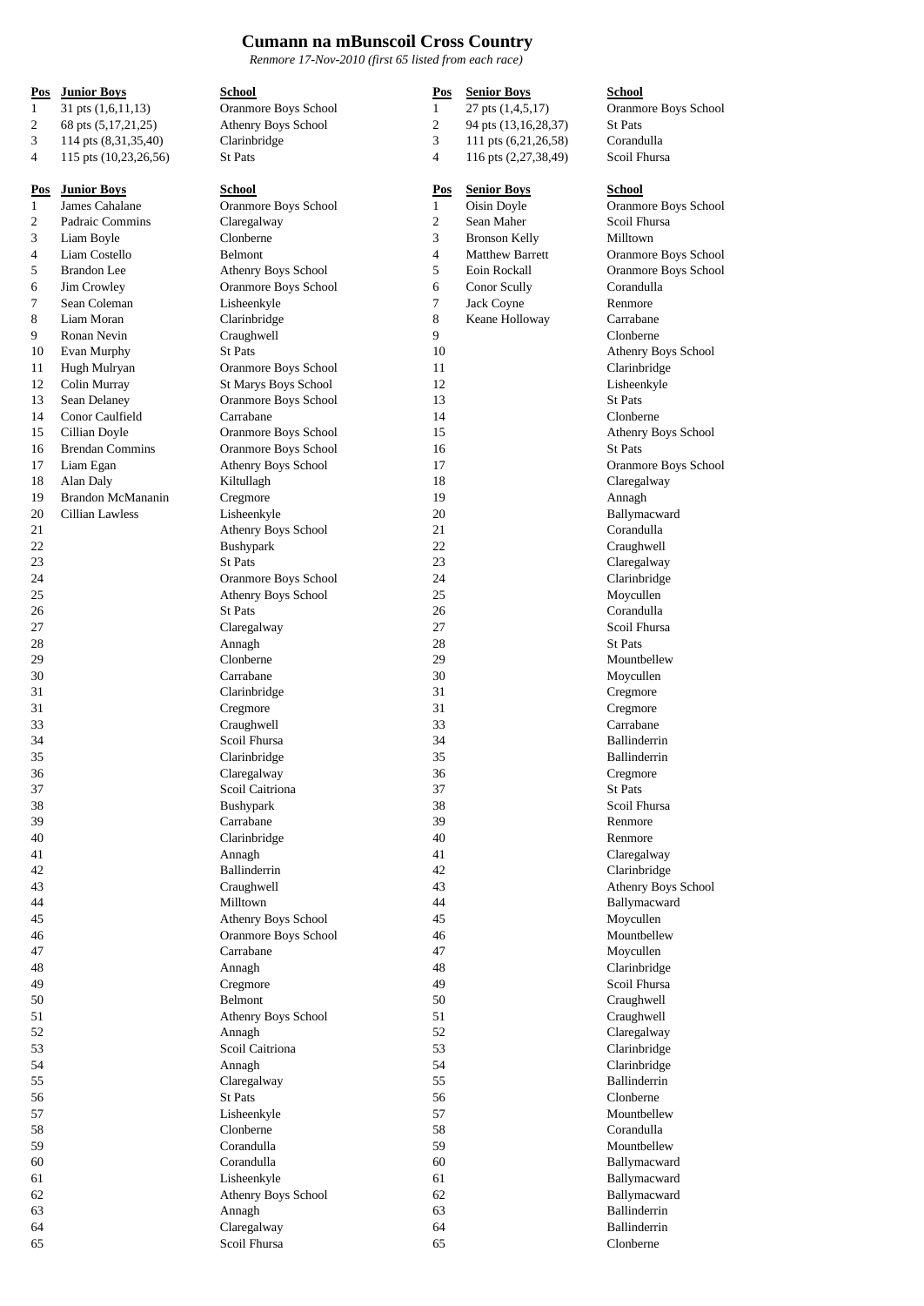# Cumann na mBunscoil Cross Country

*Renmore 17-Nov-2010 (first 65 listed from each race)*

| Pos | Junior Boys | School |
|---|---|---|
| 1 | 31 pts (1,6,11,13) | Oranmore Boys School |
| 2 | 68 pts (5,17,21,25) | Athenry Boys School |
| 3 | 114 pts (8,31,35,40) | Clarinbridge |
| 4 | 115 pts (10,23,26,56) | St Pats |

| Pos | Junior Boys | School |
|---|---|---|
| 1 | James Cahalane | Oranmore Boys School |
| 2 | Padraic Commins | Claregalway |
| 3 | Liam Boyle | Clonberne |
| 4 | Liam Costello | Belmont |
| 5 | Brandon Lee | Athenry Boys School |
| 6 | Jim Crowley | Oranmore Boys School |
| 7 | Sean Coleman | Lisheenkyle |
| 8 | Liam Moran | Clarinbridge |
| 9 | Ronan Nevin | Craughwell |
| 10 | Evan Murphy | St Pats |
| 11 | Hugh Mulryan | Oranmore Boys School |
| 12 | Colin Murray | St Marys Boys School |
| 13 | Sean Delaney | Oranmore Boys School |
| 14 | Conor Caulfield | Carrabane |
| 15 | Cillian Doyle | Oranmore Boys School |
| 16 | Brendan Commins | Oranmore Boys School |
| 17 | Liam Egan | Athenry Boys School |
| 18 | Alan Daly | Kiltullagh |
| 19 | Brandon McMananin | Cregmore |
| 20 | Cillian Lawless | Lisheenkyle |
| 21 | | Athenry Boys School |
| 22 | | Bushypark |
| 23 | | St Pats |
| 24 | | Oranmore Boys School |
| 25 | | Athenry Boys School |
| 26 | | St Pats |
| 27 | | Claregalway |
| 28 | | Annagh |
| 29 | | Clonberne |
| 30 | | Carrabane |
| 31 | | Clarinbridge |
| 31 | | Cregmore |
| 33 | | Craughwell |
| 34 | | Scoil Fhursa |
| 35 | | Clarinbridge |
| 36 | | Claregalway |
| 37 | | Scoil Caitriona |
| 38 | | Bushypark |
| 39 | | Carrabane |
| 40 | | Clarinbridge |
| 41 | | Annagh |
| 42 | | Ballinderrin |
| 43 | | Craughwell |
| 44 | | Milltown |
| 45 | | Athenry Boys School |
| 46 | | Oranmore Boys School |
| 47 | | Carrabane |
| 48 | | Annagh |
| 49 | | Cregmore |
| 50 | | Belmont |
| 51 | | Athenry Boys School |
| 52 | | Annagh |
| 53 | | Scoil Caitriona |
| 54 | | Annagh |
| 55 | | Claregalway |
| 56 | | St Pats |
| 57 | | Lisheenkyle |
| 58 | | Clonberne |
| 59 | | Corandulla |
| 60 | | Corandulla |
| 61 | | Lisheenkyle |
| 62 | | Athenry Boys School |
| 63 | | Annagh |
| 64 | | Claregalway |
| 65 | | Scoil Fhursa |

| Pos | Senior Boys | School |
|---|---|---|
| 1 | 27 pts (1,4,5,17) | Oranmore Boys School |
| 2 | 94 pts (13,16,28,37) | St Pats |
| 3 | 111 pts (6,21,26,58) | Corandulla |
| 4 | 116 pts (2,27,38,49) | Scoil Fhursa |

| Pos | Senior Boys | School |
|---|---|---|
| 1 | Oisin Doyle | Oranmore Boys School |
| 2 | Sean Maher | Scoil Fhursa |
| 3 | Bronson Kelly | Milltown |
| 4 | Matthew Barrett | Oranmore Boys School |
| 5 | Eoin Rockall | Oranmore Boys School |
| 6 | Conor Scully | Corandulla |
| 7 | Jack Coyne | Renmore |
| 8 | Keane Holloway | Carrabane |
| 9 | | Clonberne |
| 10 | | Athenry Boys School |
| 11 | | Clarinbridge |
| 12 | | Lisheenkyle |
| 13 | | St Pats |
| 14 | | Clonberne |
| 15 | | Athenry Boys School |
| 16 | | St Pats |
| 17 | | Oranmore Boys School |
| 18 | | Claregalway |
| 19 | | Annagh |
| 20 | | Ballymacward |
| 21 | | Corandulla |
| 22 | | Craughwell |
| 23 | | Claregalway |
| 24 | | Clarinbridge |
| 25 | | Moycullen |
| 26 | | Corandulla |
| 27 | | Scoil Fhursa |
| 28 | | St Pats |
| 29 | | Mountbellew |
| 30 | | Moycullen |
| 31 | | Cregmore |
| 31 | | Cregmore |
| 33 | | Carrabane |
| 34 | | Ballinderrin |
| 35 | | Ballinderrin |
| 36 | | Cregmore |
| 37 | | St Pats |
| 38 | | Scoil Fhursa |
| 39 | | Renmore |
| 40 | | Renmore |
| 41 | | Claregalway |
| 42 | | Clarinbridge |
| 43 | | Athenry Boys School |
| 44 | | Ballymacward |
| 45 | | Moycullen |
| 46 | | Mountbellew |
| 47 | | Moycullen |
| 48 | | Clarinbridge |
| 49 | | Scoil Fhursa |
| 50 | | Craughwell |
| 51 | | Craughwell |
| 52 | | Claregalway |
| 53 | | Clarinbridge |
| 54 | | Clarinbridge |
| 55 | | Ballinderrin |
| 56 | | Clonberne |
| 57 | | Mountbellew |
| 58 | | Corandulla |
| 59 | | Mountbellew |
| 60 | | Ballymacward |
| 61 | | Ballymacward |
| 62 | | Ballymacward |
| 63 | | Ballinderrin |
| 64 | | Ballinderrin |
| 65 | | Clonberne |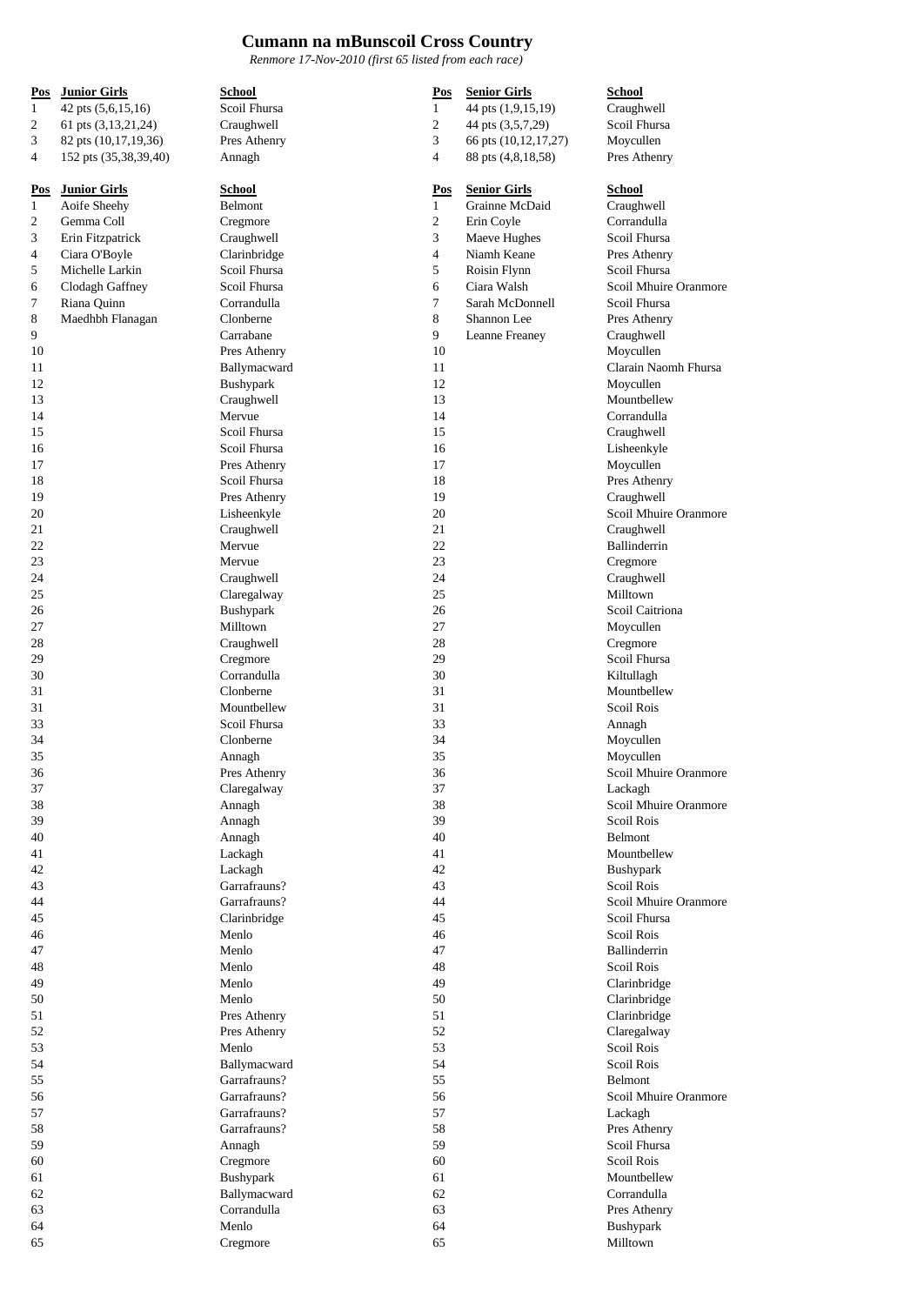# Cumann na mBunscoil Cross Country

*Renmore 17-Nov-2010 (first 65 listed from each race)*

| Pos | Junior Girls | School |
|---|---|---|
| 1 | 42 pts (5,6,15,16) | Scoil Fhursa |
| 2 | 61 pts (3,13,21,24) | Craughwell |
| 3 | 82 pts (10,17,19,36) | Pres Athenry |
| 4 | 152 pts (35,38,39,40) | Annagh |

| Pos | Senior Girls | School |
|---|---|---|
| 1 | 44 pts (1,9,15,19) | Craughwell |
| 2 | 44 pts (3,5,7,29) | Scoil Fhursa |
| 3 | 66 pts (10,12,17,27) | Moycullen |
| 4 | 88 pts (4,8,18,58) | Pres Athenry |

| Pos | Junior Girls | School |
|---|---|---|
| 1 | Aoife Sheehy | Belmont |
| 2 | Gemma Coll | Cregmore |
| 3 | Erin Fitzpatrick | Craughwell |
| 4 | Ciara O'Boyle | Clarinbridge |
| 5 | Michelle Larkin | Scoil Fhursa |
| 6 | Clodagh Gaffney | Scoil Fhursa |
| 7 | Riana Quinn | Corrandulla |
| 8 | Maedhbh Flanagan | Clonberne |
| 9 | | Carrabane |
| 10 | | Pres Athenry |
| 11 | | Ballymacward |
| 12 | | Bushypark |
| 13 | | Craughwell |
| 14 | | Mervue |
| 15 | | Scoil Fhursa |
| 16 | | Scoil Fhursa |
| 17 | | Pres Athenry |
| 18 | | Scoil Fhursa |
| 19 | | Pres Athenry |
| 20 | | Lisheenkyle |
| 21 | | Craughwell |
| 22 | | Mervue |
| 23 | | Mervue |
| 24 | | Craughwell |
| 25 | | Claregalway |
| 26 | | Bushypark |
| 27 | | Milltown |
| 28 | | Craughwell |
| 29 | | Cregmore |
| 30 | | Corrandulla |
| 31 | | Clonberne |
| 31 | | Mountbellew |
| 33 | | Scoil Fhursa |
| 34 | | Clonberne |
| 35 | | Annagh |
| 36 | | Pres Athenry |
| 37 | | Claregalway |
| 38 | | Annagh |
| 39 | | Annagh |
| 40 | | Annagh |
| 41 | | Lackagh |
| 42 | | Lackagh |
| 43 | | Garrafrauns? |
| 44 | | Garrafrauns? |
| 45 | | Clarinbridge |
| 46 | | Menlo |
| 47 | | Menlo |
| 48 | | Menlo |
| 49 | | Menlo |
| 50 | | Menlo |
| 51 | | Pres Athenry |
| 52 | | Pres Athenry |
| 53 | | Menlo |
| 54 | | Ballymacward |
| 55 | | Garrafrauns? |
| 56 | | Garrafrauns? |
| 57 | | Garrafrauns? |
| 58 | | Garrafrauns? |
| 59 | | Annagh |
| 60 | | Cregmore |
| 61 | | Bushypark |
| 62 | | Ballymacward |
| 63 | | Corrandulla |
| 64 | | Menlo |
| 65 | | Cregmore |

| Pos | Senior Girls | School |
|---|---|---|
| 1 | Grainne McDaid | Craughwell |
| 2 | Erin Coyle | Corrandulla |
| 3 | Maeve Hughes | Scoil Fhursa |
| 4 | Niamh Keane | Pres Athenry |
| 5 | Roisin Flynn | Scoil Fhursa |
| 6 | Ciara Walsh | Scoil Mhuire Oranmore |
| 7 | Sarah McDonnell | Scoil Fhursa |
| 8 | Shannon Lee | Pres Athenry |
| 9 | Leanne Freaney | Craughwell |
| 10 | | Moycullen |
| 11 | | Clarain Naomh Fhursa |
| 12 | | Moycullen |
| 13 | | Mountbellew |
| 14 | | Corrandulla |
| 15 | | Craughwell |
| 16 | | Lisheenkyle |
| 17 | | Moycullen |
| 18 | | Pres Athenry |
| 19 | | Craughwell |
| 20 | | Scoil Mhuire Oranmore |
| 21 | | Craughwell |
| 22 | | Ballinderrin |
| 23 | | Cregmore |
| 24 | | Craughwell |
| 25 | | Milltown |
| 26 | | Scoil Caitriona |
| 27 | | Moycullen |
| 28 | | Cregmore |
| 29 | | Scoil Fhursa |
| 30 | | Kiltullagh |
| 31 | | Mountbellew |
| 31 | | Scoil Rois |
| 33 | | Annagh |
| 34 | | Moycullen |
| 35 | | Moycullen |
| 36 | | Scoil Mhuire Oranmore |
| 37 | | Lackagh |
| 38 | | Scoil Mhuire Oranmore |
| 39 | | Scoil Rois |
| 40 | | Belmont |
| 41 | | Mountbellew |
| 42 | | Bushypark |
| 43 | | Scoil Rois |
| 44 | | Scoil Mhuire Oranmore |
| 45 | | Scoil Fhursa |
| 46 | | Scoil Rois |
| 47 | | Ballinderrin |
| 48 | | Scoil Rois |
| 49 | | Clarinbridge |
| 50 | | Clarinbridge |
| 51 | | Clarinbridge |
| 52 | | Claregalway |
| 53 | | Scoil Rois |
| 54 | | Scoil Rois |
| 55 | | Belmont |
| 56 | | Scoil Mhuire Oranmore |
| 57 | | Lackagh |
| 58 | | Pres Athenry |
| 59 | | Scoil Fhursa |
| 60 | | Scoil Rois |
| 61 | | Mountbellew |
| 62 | | Corrandulla |
| 63 | | Pres Athenry |
| 64 | | Bushypark |
| 65 | | Milltown |